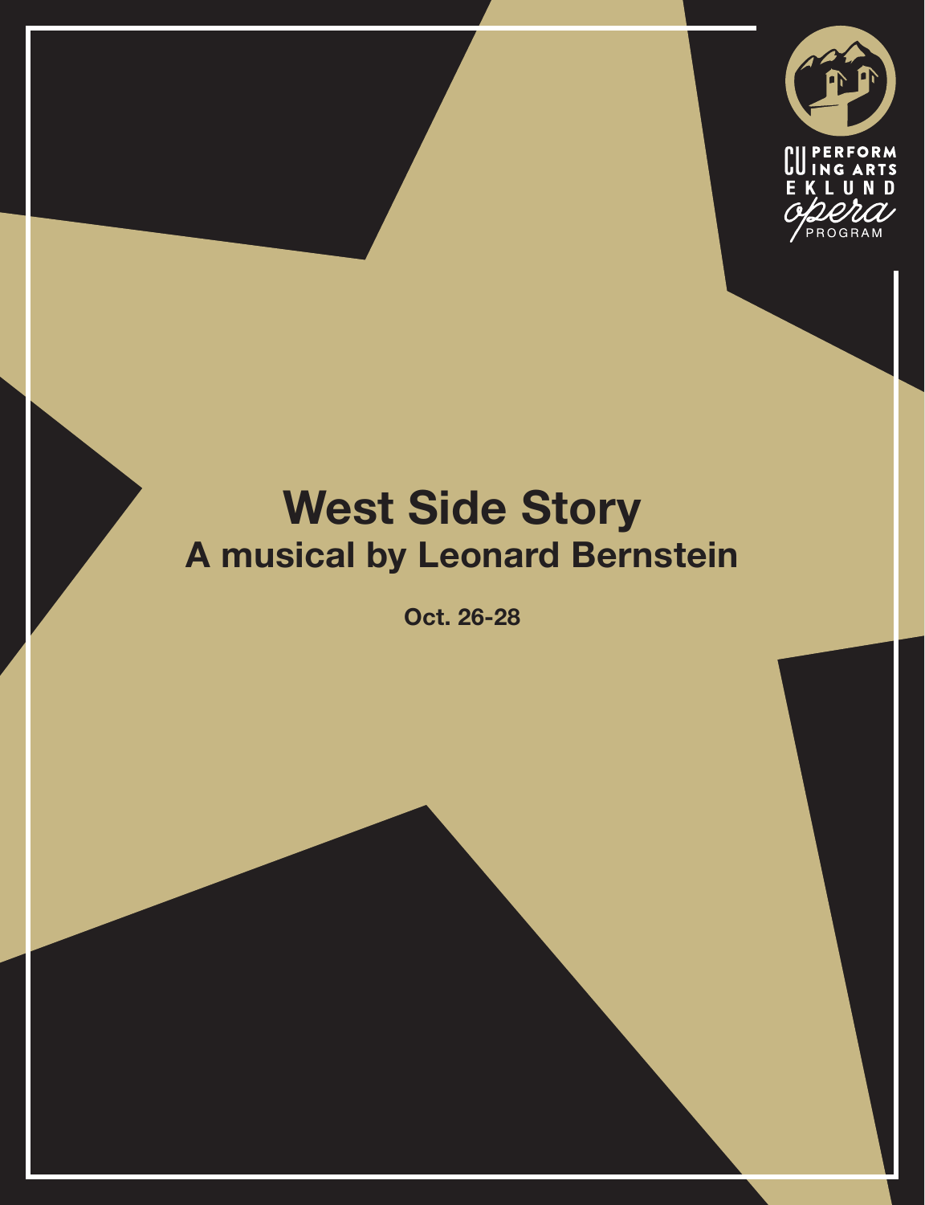CU PERFORMING ARTS
EKLUND
opera
PROGRAM

# West Side Story
## A musical by Leonard Bernstein

**Oct. 26-28**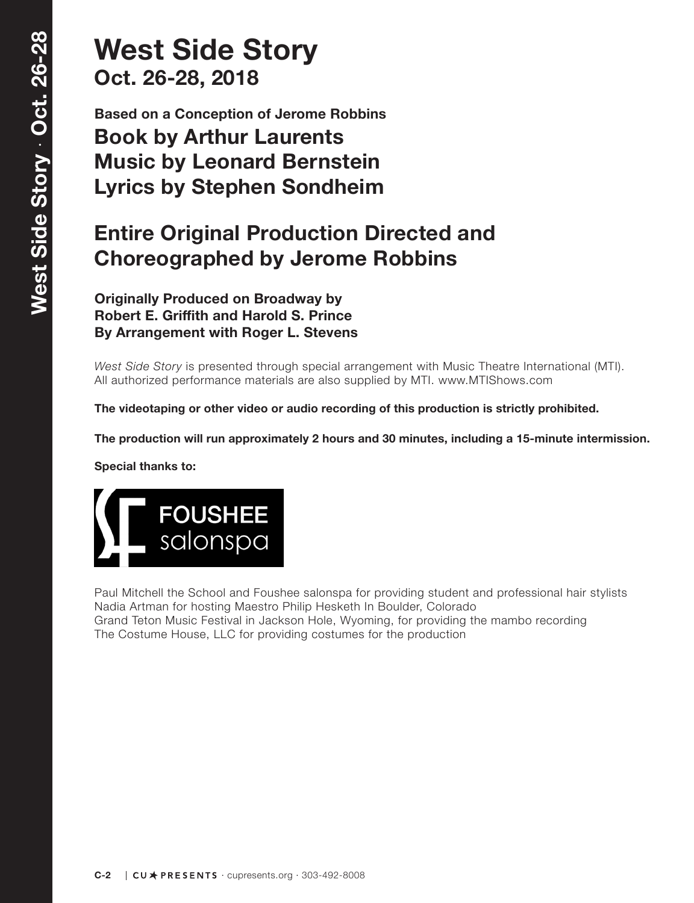# West Side Story

## Oct. 26-28, 2018

**Based on a Conception of Jerome Robbins**

## Book by Arthur Laurents
## Music by Leonard Bernstein
## Lyrics by Stephen Sondheim

## Entire Original Production Directed and Choreographed by Jerome Robbins

**Originally Produced on Broadway by**
**Robert E. Griffith and Harold S. Prince**
**By Arrangement with Roger L. Stevens**

*West Side Story* is presented through special arrangement with Music Theatre International (MTI). All authorized performance materials are also supplied by MTI. www.MTIShows.com

**The videotaping or other video or audio recording of this production is strictly prohibited.**

**The production will run approximately 2 hours and 30 minutes, including a 15-minute intermission.**

**Special thanks to:**

FOUSHEE salonspa

Paul Mitchell the School and Foushee salonspa for providing student and professional hair stylists
Nadia Artman for hosting Maestro Philip Hesketh In Boulder, Colorado
Grand Teton Music Festival in Jackson Hole, Wyoming, for providing the mambo recording
The Costume House, LLC for providing costumes for the production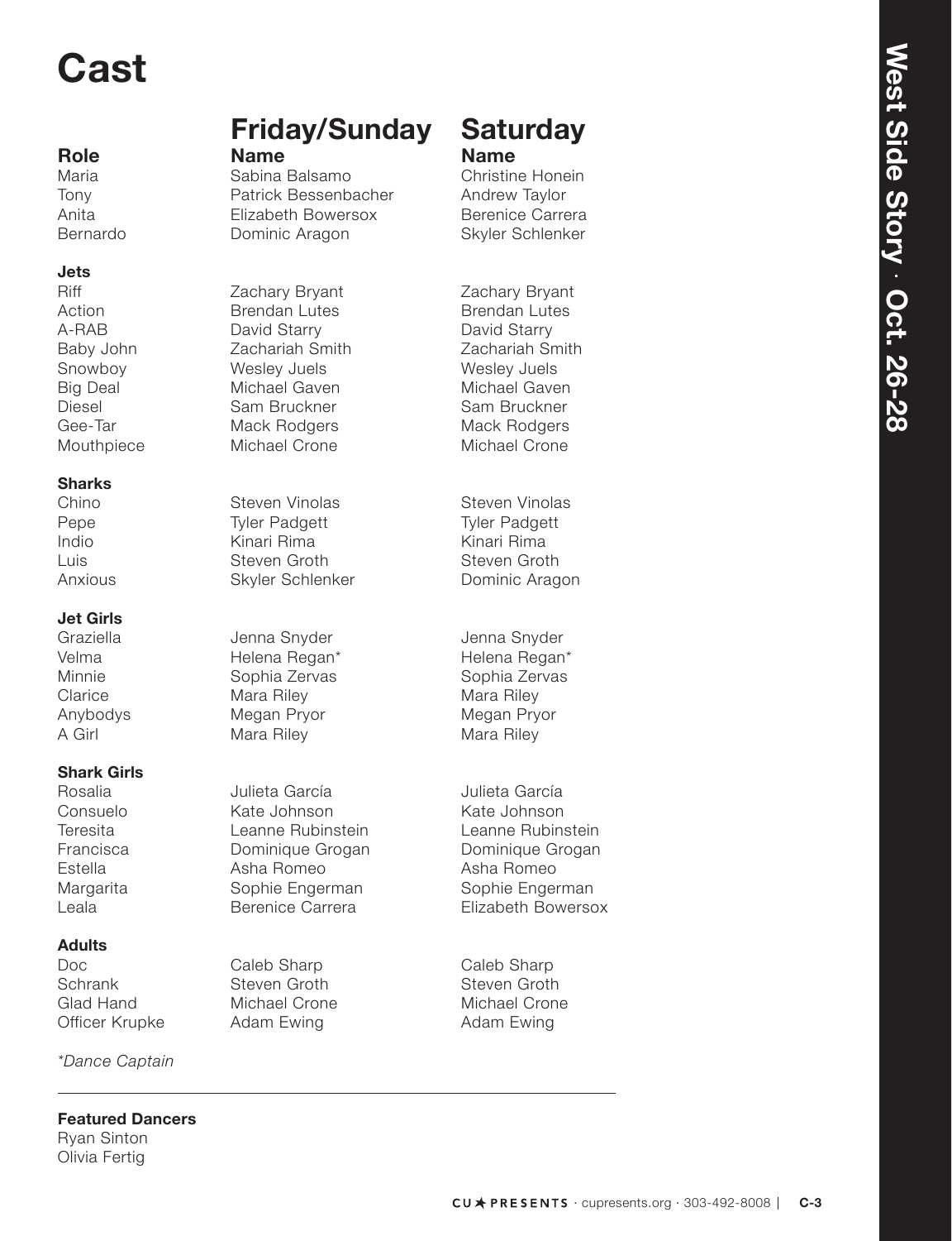# Cast

| Role | Friday/Sunday Name | Saturday Name |
|---|---|---|
| Maria | Sabina Balsamo | Christine Honein |
| Tony | Patrick Bessenbacher | Andrew Taylor |
| Anita | Elizabeth Bowersox | Berenice Carrera |
| Bernardo | Dominic Aragon | Skyler Schlenker |
| **Jets** | | |
| Riff | Zachary Bryant | Zachary Bryant |
| Action | Brendan Lutes | Brendan Lutes |
| A-RAB | David Starry | David Starry |
| Baby John | Zachariah Smith | Zachariah Smith |
| Snowboy | Wesley Juels | Wesley Juels |
| Big Deal | Michael Gaven | Michael Gaven |
| Diesel | Sam Bruckner | Sam Bruckner |
| Gee-Tar | Mack Rodgers | Mack Rodgers |
| Mouthpiece | Michael Crone | Michael Crone |
| **Sharks** | | |
| Chino | Steven Vinolas | Steven Vinolas |
| Pepe | Tyler Padgett | Tyler Padgett |
| Indio | Kinari Rima | Kinari Rima |
| Luis | Steven Groth | Steven Groth |
| Anxious | Skyler Schlenker | Dominic Aragon |
| **Jet Girls** | | |
| Graziella | Jenna Snyder | Jenna Snyder |
| Velma | Helena Regan* | Helena Regan* |
| Minnie | Sophia Zervas | Sophia Zervas |
| Clarice | Mara Riley | Mara Riley |
| Anybodys | Megan Pryor | Megan Pryor |
| A Girl | Mara Riley | Mara Riley |
| **Shark Girls** | | |
| Rosalia | Julieta García | Julieta García |
| Consuelo | Kate Johnson | Kate Johnson |
| Teresita | Leanne Rubinstein | Leanne Rubinstein |
| Francisca | Dominique Grogan | Dominique Grogan |
| Estella | Asha Romeo | Asha Romeo |
| Margarita | Sophie Engerman | Sophie Engerman |
| Leala | Berenice Carrera | Elizabeth Bowersox |
| **Adults** | | |
| Doc | Caleb Sharp | Caleb Sharp |
| Schrank | Steven Groth | Steven Groth |
| Glad Hand | Michael Crone | Michael Crone |
| Officer Krupke | Adam Ewing | Adam Ewing |

*\*Dance Captain*

---

**Featured Dancers**
Ryan Sinton
Olivia Fertig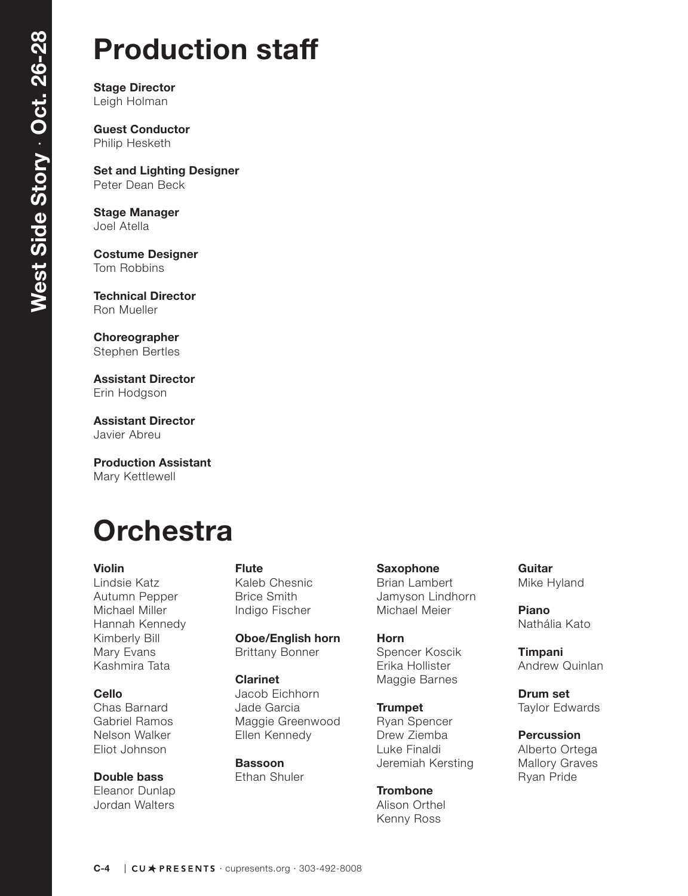# Production staff

**Stage Director**
Leigh Holman

**Guest Conductor**
Philip Hesketh

**Set and Lighting Designer**
Peter Dean Beck

**Stage Manager**
Joel Atella

**Costume Designer**
Tom Robbins

**Technical Director**
Ron Mueller

**Choreographer**
Stephen Bertles

**Assistant Director**
Erin Hodgson

**Assistant Director**
Javier Abreu

**Production Assistant**
Mary Kettlewell

# Orchestra

**Violin**
Lindsie Katz
Autumn Pepper
Michael Miller
Hannah Kennedy
Kimberly Bill
Mary Evans
Kashmira Tata

**Cello**
Chas Barnard
Gabriel Ramos
Nelson Walker
Eliot Johnson

**Double bass**
Eleanor Dunlap
Jordan Walters

**Flute**
Kaleb Chesnic
Brice Smith
Indigo Fischer

**Oboe/English horn**
Brittany Bonner

**Clarinet**
Jacob Eichhorn
Jade Garcia
Maggie Greenwood
Ellen Kennedy

**Bassoon**
Ethan Shuler

**Saxophone**
Brian Lambert
Jamyson Lindhorn
Michael Meier

**Horn**
Spencer Koscik
Erika Hollister
Maggie Barnes

**Trumpet**
Ryan Spencer
Drew Ziemba
Luke Finaldi
Jeremiah Kersting

**Trombone**
Alison Orthel
Kenny Ross

**Guitar**
Mike Hyland

**Piano**
Nathália Kato

**Timpani**
Andrew Quinlan

**Drum set**
Taylor Edwards

**Percussion**
Alberto Ortega
Mallory Graves
Ryan Pride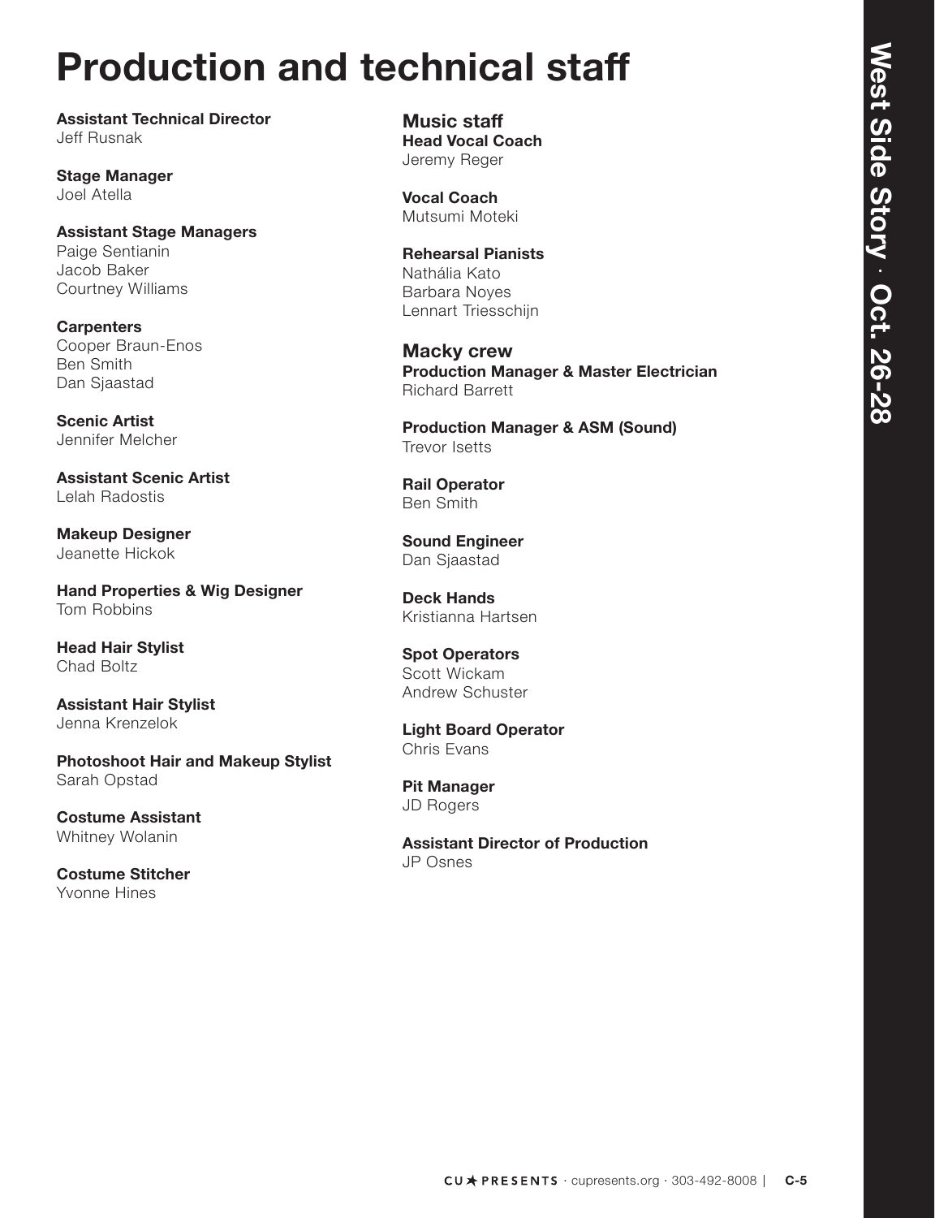# Production and technical staff

**Assistant Technical Director**
Jeff Rusnak

**Stage Manager**
Joel Atella

**Assistant Stage Managers**
Paige Sentianin
Jacob Baker
Courtney Williams

**Carpenters**
Cooper Braun-Enos
Ben Smith
Dan Sjaastad

**Scenic Artist**
Jennifer Melcher

**Assistant Scenic Artist**
Lelah Radostis

**Makeup Designer**
Jeanette Hickok

**Hand Properties & Wig Designer**
Tom Robbins

**Head Hair Stylist**
Chad Boltz

**Assistant Hair Stylist**
Jenna Krenzelok

**Photoshoot Hair and Makeup Stylist**
Sarah Opstad

**Costume Assistant**
Whitney Wolanin

**Costume Stitcher**
Yvonne Hines

## Music staff

**Head Vocal Coach**
Jeremy Reger

**Vocal Coach**
Mutsumi Moteki

**Rehearsal Pianists**
Nathália Kato
Barbara Noyes
Lennart Triesschijn

## Macky crew

**Production Manager & Master Electrician**
Richard Barrett

**Production Manager & ASM (Sound)**
Trevor Isetts

**Rail Operator**
Ben Smith

**Sound Engineer**
Dan Sjaastad

**Deck Hands**
Kristianna Hartsen

**Spot Operators**
Scott Wickam
Andrew Schuster

**Light Board Operator**
Chris Evans

**Pit Manager**
JD Rogers

**Assistant Director of Production**
JP Osnes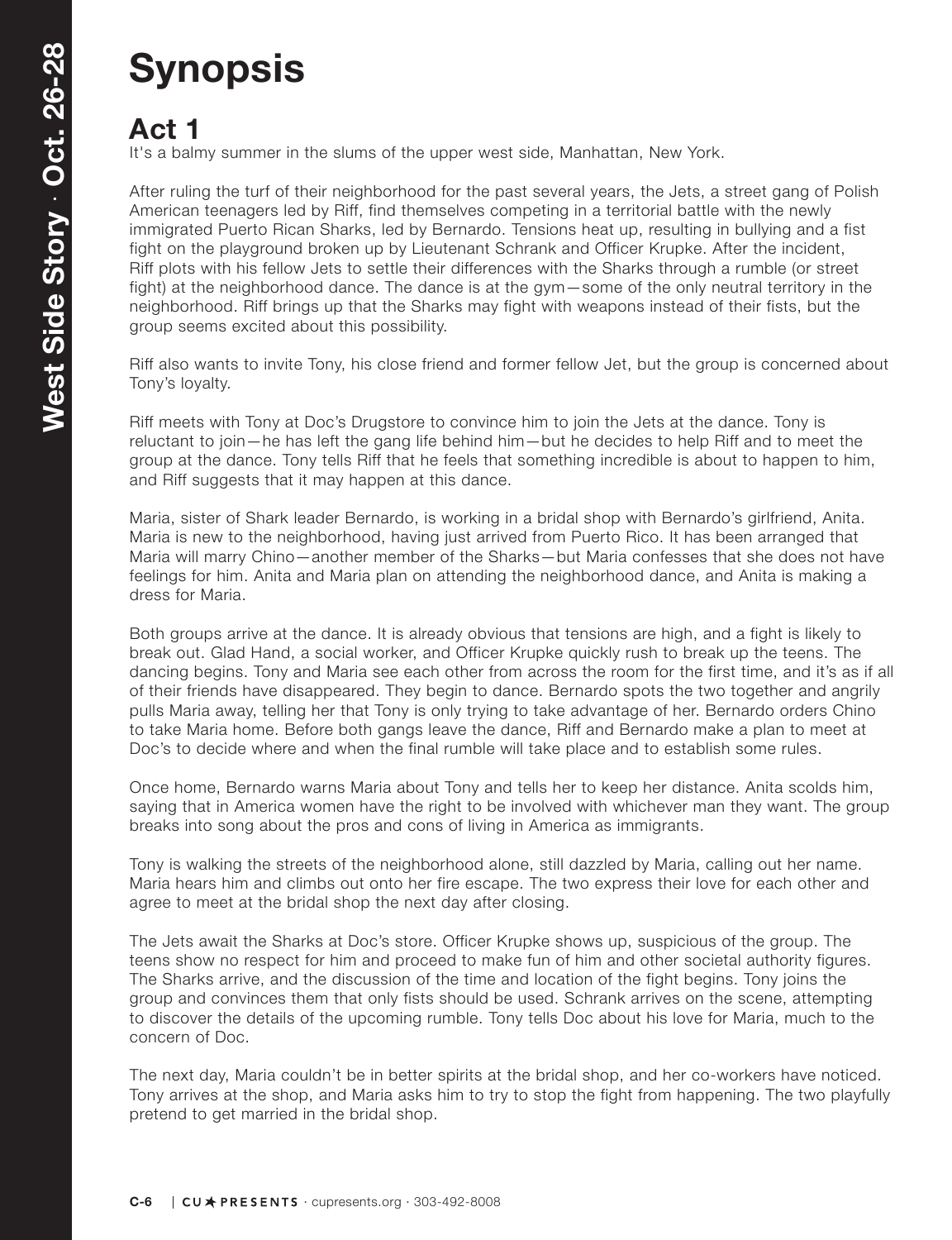# Synopsis

## Act 1

It's a balmy summer in the slums of the upper west side, Manhattan, New York.

After ruling the turf of their neighborhood for the past several years, the Jets, a street gang of Polish American teenagers led by Riff, find themselves competing in a territorial battle with the newly immigrated Puerto Rican Sharks, led by Bernardo. Tensions heat up, resulting in bullying and a fist fight on the playground broken up by Lieutenant Schrank and Officer Krupke. After the incident, Riff plots with his fellow Jets to settle their differences with the Sharks through a rumble (or street fight) at the neighborhood dance. The dance is at the gym—some of the only neutral territory in the neighborhood. Riff brings up that the Sharks may fight with weapons instead of their fists, but the group seems excited about this possibility.

Riff also wants to invite Tony, his close friend and former fellow Jet, but the group is concerned about Tony's loyalty.

Riff meets with Tony at Doc's Drugstore to convince him to join the Jets at the dance. Tony is reluctant to join—he has left the gang life behind him—but he decides to help Riff and to meet the group at the dance. Tony tells Riff that he feels that something incredible is about to happen to him, and Riff suggests that it may happen at this dance.

Maria, sister of Shark leader Bernardo, is working in a bridal shop with Bernardo's girlfriend, Anita. Maria is new to the neighborhood, having just arrived from Puerto Rico. It has been arranged that Maria will marry Chino—another member of the Sharks—but Maria confesses that she does not have feelings for him. Anita and Maria plan on attending the neighborhood dance, and Anita is making a dress for Maria.

Both groups arrive at the dance. It is already obvious that tensions are high, and a fight is likely to break out. Glad Hand, a social worker, and Officer Krupke quickly rush to break up the teens. The dancing begins. Tony and Maria see each other from across the room for the first time, and it's as if all of their friends have disappeared. They begin to dance. Bernardo spots the two together and angrily pulls Maria away, telling her that Tony is only trying to take advantage of her. Bernardo orders Chino to take Maria home. Before both gangs leave the dance, Riff and Bernardo make a plan to meet at Doc's to decide where and when the final rumble will take place and to establish some rules.

Once home, Bernardo warns Maria about Tony and tells her to keep her distance. Anita scolds him, saying that in America women have the right to be involved with whichever man they want. The group breaks into song about the pros and cons of living in America as immigrants.

Tony is walking the streets of the neighborhood alone, still dazzled by Maria, calling out her name. Maria hears him and climbs out onto her fire escape. The two express their love for each other and agree to meet at the bridal shop the next day after closing.

The Jets await the Sharks at Doc's store. Officer Krupke shows up, suspicious of the group. The teens show no respect for him and proceed to make fun of him and other societal authority figures. The Sharks arrive, and the discussion of the time and location of the fight begins. Tony joins the group and convinces them that only fists should be used. Schrank arrives on the scene, attempting to discover the details of the upcoming rumble. Tony tells Doc about his love for Maria, much to the concern of Doc.

The next day, Maria couldn't be in better spirits at the bridal shop, and her co-workers have noticed. Tony arrives at the shop, and Maria asks him to try to stop the fight from happening. The two playfully pretend to get married in the bridal shop.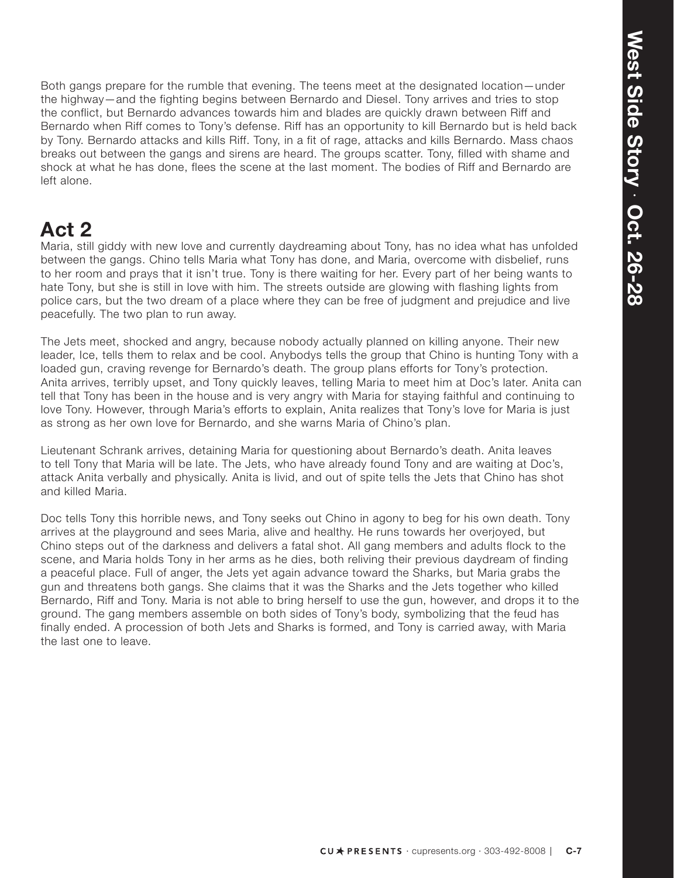Both gangs prepare for the rumble that evening. The teens meet at the designated location—under the highway—and the fighting begins between Bernardo and Diesel. Tony arrives and tries to stop the conflict, but Bernardo advances towards him and blades are quickly drawn between Riff and Bernardo when Riff comes to Tony's defense. Riff has an opportunity to kill Bernardo but is held back by Tony. Bernardo attacks and kills Riff. Tony, in a fit of rage, attacks and kills Bernardo. Mass chaos breaks out between the gangs and sirens are heard. The groups scatter. Tony, filled with shame and shock at what he has done, flees the scene at the last moment. The bodies of Riff and Bernardo are left alone.

## Act 2

Maria, still giddy with new love and currently daydreaming about Tony, has no idea what has unfolded between the gangs. Chino tells Maria what Tony has done, and Maria, overcome with disbelief, runs to her room and prays that it isn't true. Tony is there waiting for her. Every part of her being wants to hate Tony, but she is still in love with him. The streets outside are glowing with flashing lights from police cars, but the two dream of a place where they can be free of judgment and prejudice and live peacefully. The two plan to run away.

The Jets meet, shocked and angry, because nobody actually planned on killing anyone. Their new leader, Ice, tells them to relax and be cool. Anybodys tells the group that Chino is hunting Tony with a loaded gun, craving revenge for Bernardo's death. The group plans efforts for Tony's protection. Anita arrives, terribly upset, and Tony quickly leaves, telling Maria to meet him at Doc's later. Anita can tell that Tony has been in the house and is very angry with Maria for staying faithful and continuing to love Tony. However, through Maria's efforts to explain, Anita realizes that Tony's love for Maria is just as strong as her own love for Bernardo, and she warns Maria of Chino's plan.

Lieutenant Schrank arrives, detaining Maria for questioning about Bernardo's death. Anita leaves to tell Tony that Maria will be late. The Jets, who have already found Tony and are waiting at Doc's, attack Anita verbally and physically. Anita is livid, and out of spite tells the Jets that Chino has shot and killed Maria.

Doc tells Tony this horrible news, and Tony seeks out Chino in agony to beg for his own death. Tony arrives at the playground and sees Maria, alive and healthy. He runs towards her overjoyed, but Chino steps out of the darkness and delivers a fatal shot. All gang members and adults flock to the scene, and Maria holds Tony in her arms as he dies, both reliving their previous daydream of finding a peaceful place. Full of anger, the Jets yet again advance toward the Sharks, but Maria grabs the gun and threatens both gangs. She claims that it was the Sharks and the Jets together who killed Bernardo, Riff and Tony. Maria is not able to bring herself to use the gun, however, and drops it to the ground. The gang members assemble on both sides of Tony's body, symbolizing that the feud has finally ended. A procession of both Jets and Sharks is formed, and Tony is carried away, with Maria the last one to leave.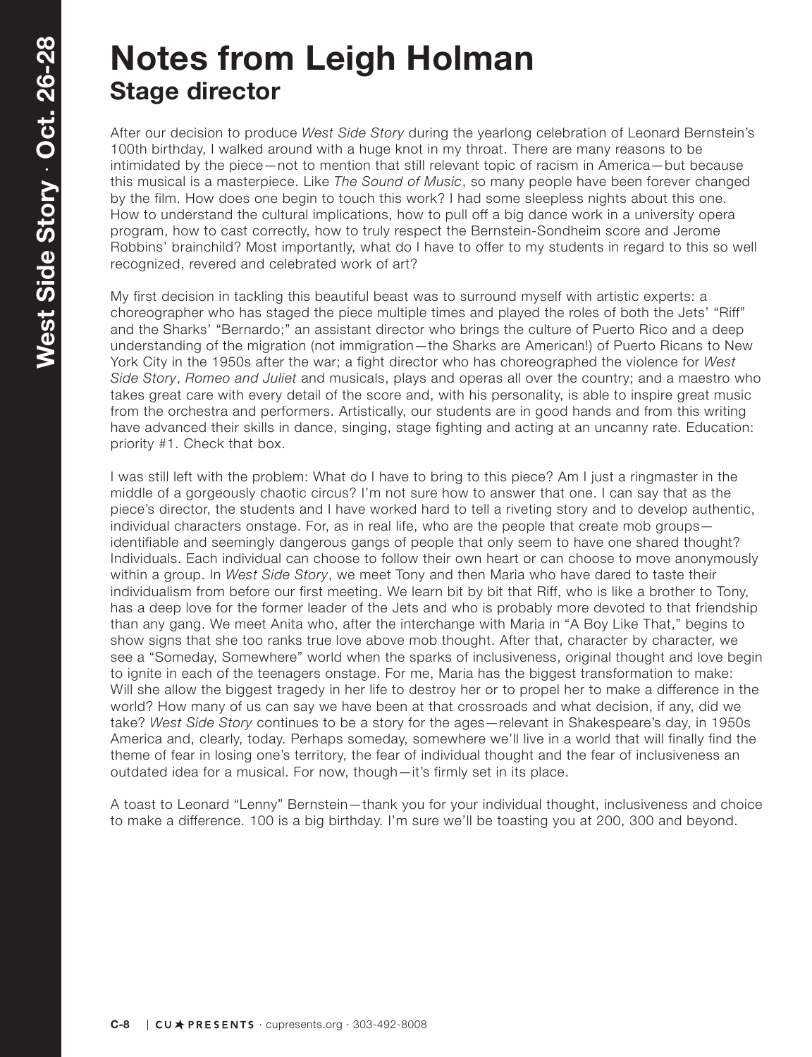# Notes from Leigh Holman
## Stage director

After our decision to produce *West Side Story* during the yearlong celebration of Leonard Bernstein's 100th birthday, I walked around with a huge knot in my throat. There are many reasons to be intimidated by the piece—not to mention that still relevant topic of racism in America—but because this musical is a masterpiece. Like *The Sound of Music*, so many people have been forever changed by the film. How does one begin to touch this work? I had some sleepless nights about this one. How to understand the cultural implications, how to pull off a big dance work in a university opera program, how to cast correctly, how to truly respect the Bernstein-Sondheim score and Jerome Robbins' brainchild? Most importantly, what do I have to offer to my students in regard to this so well recognized, revered and celebrated work of art?

My first decision in tackling this beautiful beast was to surround myself with artistic experts: a choreographer who has staged the piece multiple times and played the roles of both the Jets' "Riff" and the Sharks' "Bernardo;" an assistant director who brings the culture of Puerto Rico and a deep understanding of the migration (not immigration—the Sharks are American!) of Puerto Ricans to New York City in the 1950s after the war; a fight director who has choreographed the violence for *West Side Story*, *Romeo and Juliet* and musicals, plays and operas all over the country; and a maestro who takes great care with every detail of the score and, with his personality, is able to inspire great music from the orchestra and performers. Artistically, our students are in good hands and from this writing have advanced their skills in dance, singing, stage fighting and acting at an uncanny rate. Education: priority #1. Check that box.

I was still left with the problem: What do I have to bring to this piece? Am I just a ringmaster in the middle of a gorgeously chaotic circus? I'm not sure how to answer that one. I can say that as the piece's director, the students and I have worked hard to tell a riveting story and to develop authentic, individual characters onstage. For, as in real life, who are the people that create mob groups—identifiable and seemingly dangerous gangs of people that only seem to have one shared thought? Individuals. Each individual can choose to follow their own heart or can choose to move anonymously within a group. In *West Side Story*, we meet Tony and then Maria who have dared to taste their individualism from before our first meeting. We learn bit by bit that Riff, who is like a brother to Tony, has a deep love for the former leader of the Jets and who is probably more devoted to that friendship than any gang. We meet Anita who, after the interchange with Maria in "A Boy Like That," begins to show signs that she too ranks true love above mob thought. After that, character by character, we see a "Someday, Somewhere" world when the sparks of inclusiveness, original thought and love begin to ignite in each of the teenagers onstage. For me, Maria has the biggest transformation to make: Will she allow the biggest tragedy in her life to destroy her or to propel her to make a difference in the world? How many of us can say we have been at that crossroads and what decision, if any, did we take? *West Side Story* continues to be a story for the ages—relevant in Shakespeare's day, in 1950s America and, clearly, today. Perhaps someday, somewhere we'll live in a world that will finally find the theme of fear in losing one's territory, the fear of individual thought and the fear of inclusiveness an outdated idea for a musical. For now, though—it's firmly set in its place.

A toast to Leonard "Lenny" Bernstein—thank you for your individual thought, inclusiveness and choice to make a difference. 100 is a big birthday. I'm sure we'll be toasting you at 200, 300 and beyond.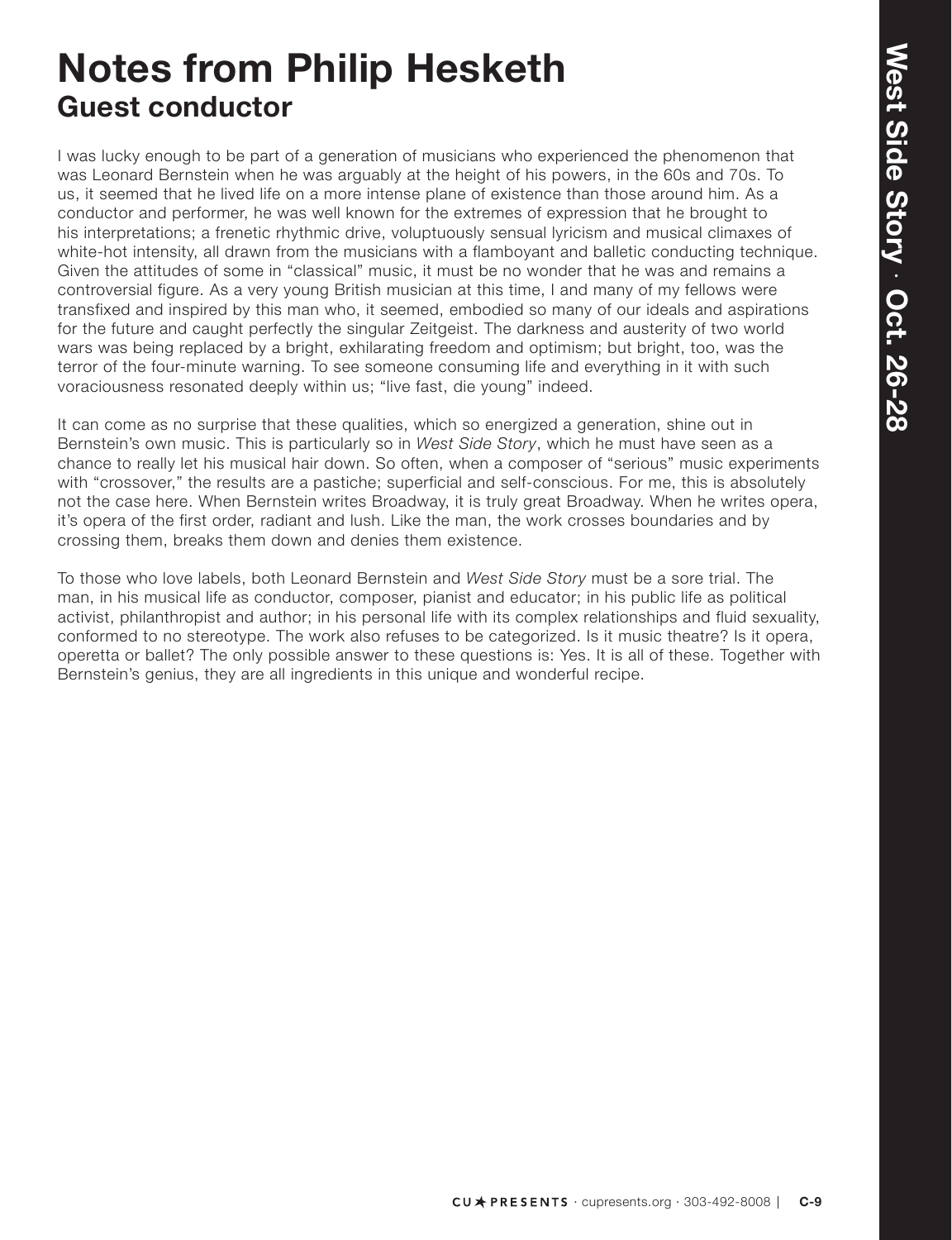# Notes from Philip Hesketh

## Guest conductor

I was lucky enough to be part of a generation of musicians who experienced the phenomenon that was Leonard Bernstein when he was arguably at the height of his powers, in the 60s and 70s. To us, it seemed that he lived life on a more intense plane of existence than those around him. As a conductor and performer, he was well known for the extremes of expression that he brought to his interpretations; a frenetic rhythmic drive, voluptuously sensual lyricism and musical climaxes of white-hot intensity, all drawn from the musicians with a flamboyant and balletic conducting technique. Given the attitudes of some in "classical" music, it must be no wonder that he was and remains a controversial figure. As a very young British musician at this time, I and many of my fellows were transfixed and inspired by this man who, it seemed, embodied so many of our ideals and aspirations for the future and caught perfectly the singular Zeitgeist. The darkness and austerity of two world wars was being replaced by a bright, exhilarating freedom and optimism; but bright, too, was the terror of the four-minute warning. To see someone consuming life and everything in it with such voraciousness resonated deeply within us; "live fast, die young" indeed.

It can come as no surprise that these qualities, which so energized a generation, shine out in Bernstein's own music. This is particularly so in *West Side Story*, which he must have seen as a chance to really let his musical hair down. So often, when a composer of "serious" music experiments with "crossover," the results are a pastiche; superficial and self-conscious. For me, this is absolutely not the case here. When Bernstein writes Broadway, it is truly great Broadway. When he writes opera, it's opera of the first order, radiant and lush. Like the man, the work crosses boundaries and by crossing them, breaks them down and denies them existence.

To those who love labels, both Leonard Bernstein and *West Side Story* must be a sore trial. The man, in his musical life as conductor, composer, pianist and educator; in his public life as political activist, philanthropist and author; in his personal life with its complex relationships and fluid sexuality, conformed to no stereotype. The work also refuses to be categorized. Is it music theatre? Is it opera, operetta or ballet? The only possible answer to these questions is: Yes. It is all of these. Together with Bernstein's genius, they are all ingredients in this unique and wonderful recipe.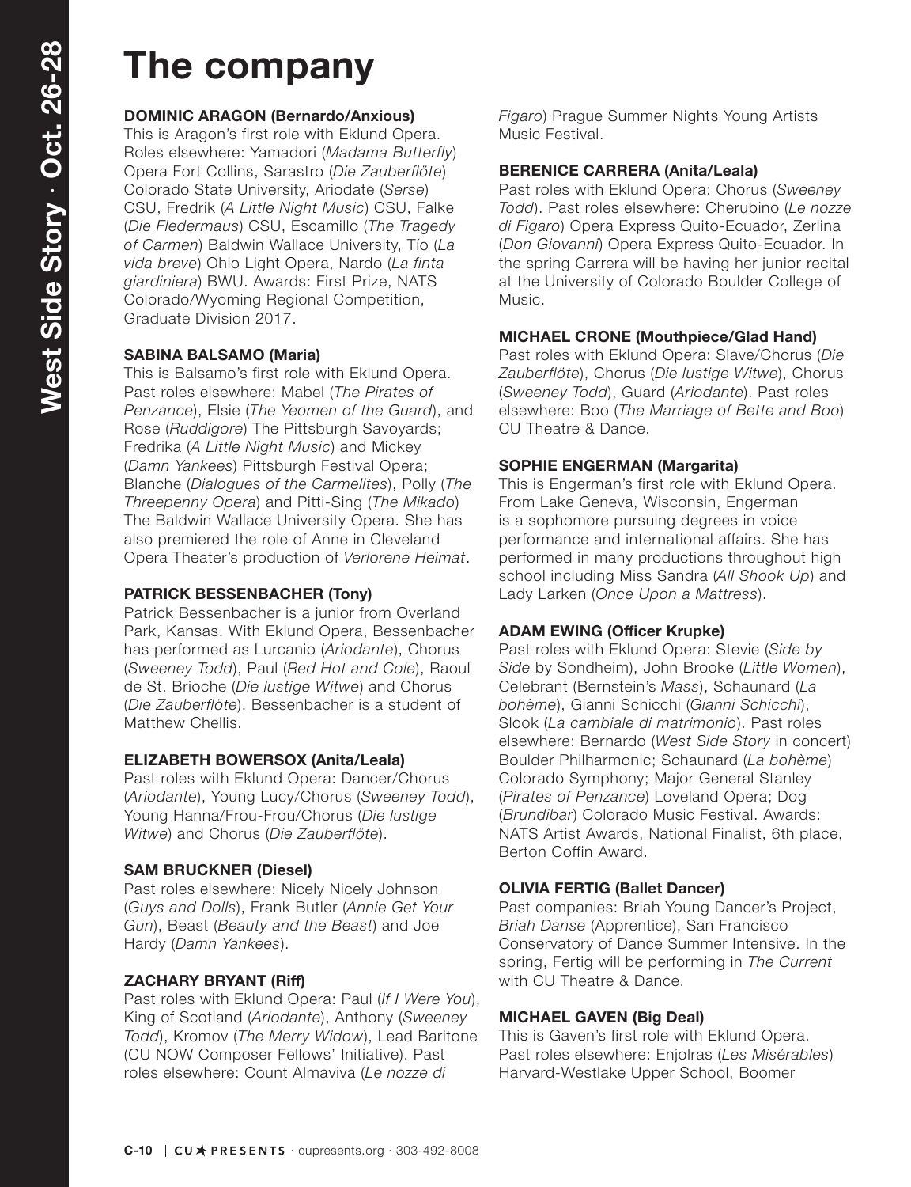# The company

**DOMINIC ARAGON (Bernardo/Anxious)**
This is Aragon's first role with Eklund Opera. Roles elsewhere: Yamadori (*Madama Butterfly*) Opera Fort Collins, Sarastro (*Die Zauberflöte*) Colorado State University, Ariodate (*Serse*) CSU, Fredrik (*A Little Night Music*) CSU, Falke (*Die Fledermaus*) CSU, Escamillo (*The Tragedy of Carmen*) Baldwin Wallace University, Tío (*La vida breve*) Ohio Light Opera, Nardo (*La finta giardiniera*) BWU. Awards: First Prize, NATS Colorado/Wyoming Regional Competition, Graduate Division 2017.

**SABINA BALSAMO (Maria)**
This is Balsamo's first role with Eklund Opera. Past roles elsewhere: Mabel (*The Pirates of Penzance*), Elsie (*The Yeomen of the Guard*), and Rose (*Ruddigore*) The Pittsburgh Savoyards; Fredrika (*A Little Night Music*) and Mickey (*Damn Yankees*) Pittsburgh Festival Opera; Blanche (*Dialogues of the Carmelites*), Polly (*The Threepenny Opera*) and Pitti-Sing (*The Mikado*) The Baldwin Wallace University Opera. She has also premiered the role of Anne in Cleveland Opera Theater's production of *Verlorene Heimat*.

**PATRICK BESSENBACHER (Tony)**
Patrick Bessenbacher is a junior from Overland Park, Kansas. With Eklund Opera, Bessenbacher has performed as Lurcanio (*Ariodante*), Chorus (*Sweeney Todd*), Paul (*Red Hot and Cole*), Raoul de St. Brioche (*Die lustige Witwe*) and Chorus (*Die Zauberflöte*). Bessenbacher is a student of Matthew Chellis.

**ELIZABETH BOWERSOX (Anita/Leala)**
Past roles with Eklund Opera: Dancer/Chorus (*Ariodante*), Young Lucy/Chorus (*Sweeney Todd*), Young Hanna/Frou-Frou/Chorus (*Die lustige Witwe*) and Chorus (*Die Zauberflöte*).

**SAM BRUCKNER (Diesel)**
Past roles elsewhere: Nicely Nicely Johnson (*Guys and Dolls*), Frank Butler (*Annie Get Your Gun*), Beast (*Beauty and the Beast*) and Joe Hardy (*Damn Yankees*).

**ZACHARY BRYANT (Riff)**
Past roles with Eklund Opera: Paul (*If I Were You*), King of Scotland (*Ariodante*), Anthony (*Sweeney Todd*), Kromov (*The Merry Widow*), Lead Baritone (CU NOW Composer Fellows' Initiative). Past roles elsewhere: Count Almaviva (*Le nozze di Figaro*) Prague Summer Nights Young Artists Music Festival.

**BERENICE CARRERA (Anita/Leala)**
Past roles with Eklund Opera: Chorus (*Sweeney Todd*). Past roles elsewhere: Cherubino (*Le nozze di Figaro*) Opera Express Quito-Ecuador, Zerlina (*Don Giovanni*) Opera Express Quito-Ecuador. In the spring Carrera will be having her junior recital at the University of Colorado Boulder College of Music.

**MICHAEL CRONE (Mouthpiece/Glad Hand)**
Past roles with Eklund Opera: Slave/Chorus (*Die Zauberflöte*), Chorus (*Die lustige Witwe*), Chorus (*Sweeney Todd*), Guard (*Ariodante*). Past roles elsewhere: Boo (*The Marriage of Bette and Boo*) CU Theatre & Dance.

**SOPHIE ENGERMAN (Margarita)**
This is Engerman's first role with Eklund Opera. From Lake Geneva, Wisconsin, Engerman is a sophomore pursuing degrees in voice performance and international affairs. She has performed in many productions throughout high school including Miss Sandra (*All Shook Up*) and Lady Larken (*Once Upon a Mattress*).

**ADAM EWING (Officer Krupke)**
Past roles with Eklund Opera: Stevie (*Side by Side* by Sondheim), John Brooke (*Little Women*), Celebrant (Bernstein's *Mass*), Schaunard (*La bohème*), Gianni Schicchi (*Gianni Schicchi*), Slook (*La cambiale di matrimonio*). Past roles elsewhere: Bernardo (*West Side Story* in concert) Boulder Philharmonic; Schaunard (*La bohème*) Colorado Symphony; Major General Stanley (*Pirates of Penzance*) Loveland Opera; Dog (*Brundibar*) Colorado Music Festival. Awards: NATS Artist Awards, National Finalist, 6th place, Berton Coffin Award.

**OLIVIA FERTIG (Ballet Dancer)**
Past companies: Briah Young Dancer's Project, *Briah Danse* (Apprentice), San Francisco Conservatory of Dance Summer Intensive. In the spring, Fertig will be performing in *The Current* with CU Theatre & Dance.

**MICHAEL GAVEN (Big Deal)**
This is Gaven's first role with Eklund Opera. Past roles elsewhere: Enjolras (*Les Misérables*) Harvard-Westlake Upper School, Boomer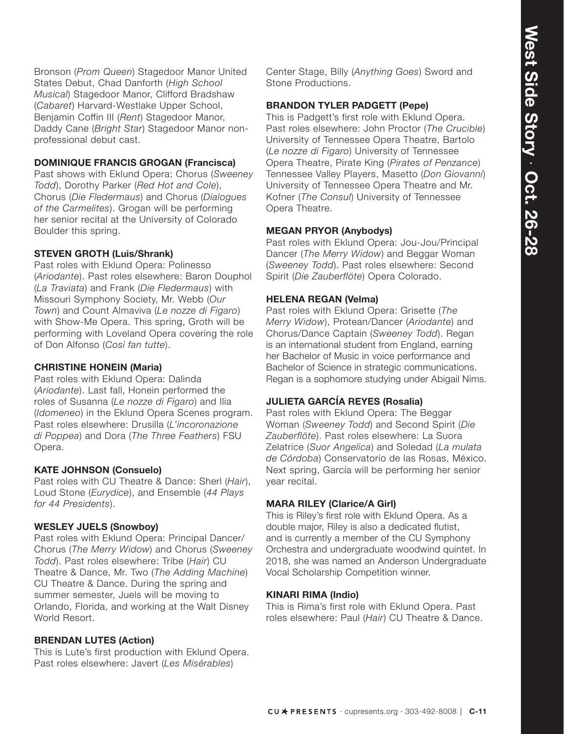Bronson (*Prom Queen*) Stagedoor Manor United States Debut, Chad Danforth (*High School Musical*) Stagedoor Manor, Clifford Bradshaw (*Cabaret*) Harvard-Westlake Upper School, Benjamin Coffin III (*Rent*) Stagedoor Manor, Daddy Cane (*Bright Star*) Stagedoor Manor non-professional debut cast.

**DOMINIQUE FRANCIS GROGAN (Francisca)**
Past shows with Eklund Opera: Chorus (*Sweeney Todd*), Dorothy Parker (*Red Hot and Cole*), Chorus (*Die Fledermaus*) and Chorus (*Dialogues of the Carmelites*). Grogan will be performing her senior recital at the University of Colorado Boulder this spring.

**STEVEN GROTH (Luis/Shrank)**
Past roles with Eklund Opera: Polinesso (*Ariodante*). Past roles elsewhere: Baron Douphol (*La Traviata*) and Frank (*Die Fledermaus*) with Missouri Symphony Society, Mr. Webb (*Our Town*) and Count Almaviva (*Le nozze di Figaro*) with Show-Me Opera. This spring, Groth will be performing with Loveland Opera covering the role of Don Alfonso (*Così fan tutte*).

**CHRISTINE HONEIN (Maria)**
Past roles with Eklund Opera: Dalinda (*Ariodante*). Last fall, Honein performed the roles of Susanna (*Le nozze di Figaro*) and Ilia (*Idomeneo*) in the Eklund Opera Scenes program. Past roles elsewhere: Drusilla (*L'incoronazione di Poppea*) and Dora (*The Three Feathers*) FSU Opera.

**KATE JOHNSON (Consuelo)**
Past roles with CU Theatre & Dance: Sherl (*Hair*), Loud Stone (*Eurydice*), and Ensemble (*44 Plays for 44 Presidents*).

**WESLEY JUELS (Snowboy)**
Past roles with Eklund Opera: Principal Dancer/Chorus (*The Merry Widow*) and Chorus (*Sweeney Todd*). Past roles elsewhere: Tribe (*Hair*) CU Theatre & Dance, Mr. Two (*The Adding Machine*) CU Theatre & Dance. During the spring and summer semester, Juels will be moving to Orlando, Florida, and working at the Walt Disney World Resort.

**BRENDAN LUTES (Action)**
This is Lute's first production with Eklund Opera. Past roles elsewhere: Javert (*Les Misérables*) Center Stage, Billy (*Anything Goes*) Sword and Stone Productions.

**BRANDON TYLER PADGETT (Pepe)**
This is Padgett's first role with Eklund Opera. Past roles elsewhere: John Proctor (*The Crucible*) University of Tennessee Opera Theatre, Bartolo (*Le nozze di Figaro*) University of Tennessee Opera Theatre, Pirate King (*Pirates of Penzance*) Tennessee Valley Players, Masetto (*Don Giovanni*) University of Tennessee Opera Theatre and Mr. Kofner (*The Consul*) University of Tennessee Opera Theatre.

**MEGAN PRYOR (Anybodys)**
Past roles with Eklund Opera: Jou-Jou/Principal Dancer (*The Merry Widow*) and Beggar Woman (*Sweeney Todd*). Past roles elsewhere: Second Spirit (*Die Zauberflöte*) Opera Colorado.

**HELENA REGAN (Velma)**
Past roles with Eklund Opera: Grisette (*The Merry Widow*), Protean/Dancer (*Ariodante*) and Chorus/Dance Captain (*Sweeney Todd*). Regan is an international student from England, earning her Bachelor of Music in voice performance and Bachelor of Science in strategic communications. Regan is a sophomore studying under Abigail Nims.

**JULIETA GARCÍA REYES (Rosalia)**
Past roles with Eklund Opera: The Beggar Woman (*Sweeney Todd*) and Second Spirit (*Die Zauberflöte*). Past roles elsewhere: La Suora Zelatrice (*Suor Angelica*) and Soledad (*La mulata de Córdoba*) Conservatorio de las Rosas, México. Next spring, García will be performing her senior year recital.

**MARA RILEY (Clarice/A Girl)**
This is Riley's first role with Eklund Opera. As a double major, Riley is also a dedicated flutist, and is currently a member of the CU Symphony Orchestra and undergraduate woodwind quintet. In 2018, she was named an Anderson Undergraduate Vocal Scholarship Competition winner.

**KINARI RIMA (Indio)**
This is Rima's first role with Eklund Opera. Past roles elsewhere: Paul (*Hair*) CU Theatre & Dance.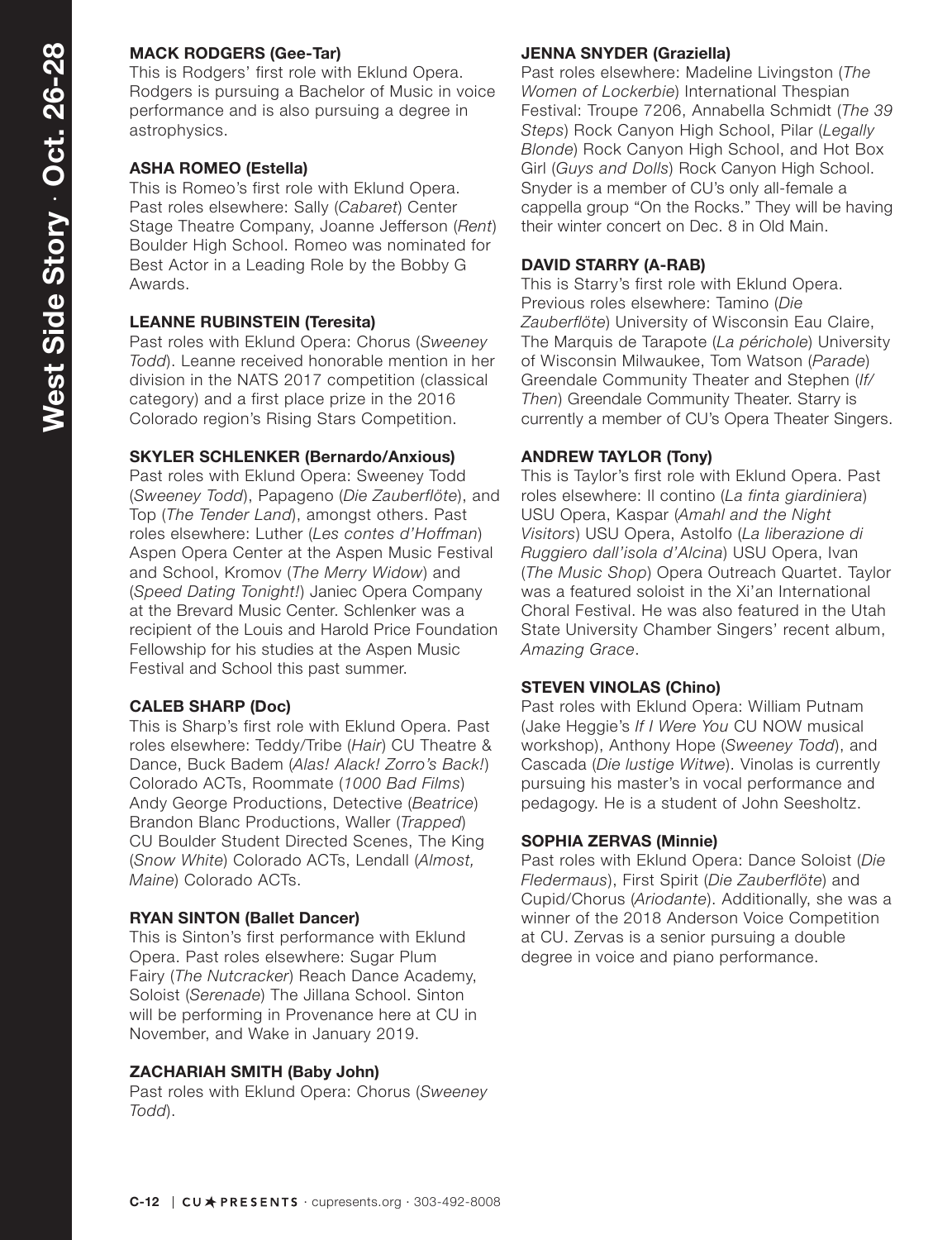**MACK RODGERS (Gee-Tar)**
This is Rodgers' first role with Eklund Opera. Rodgers is pursuing a Bachelor of Music in voice performance and is also pursuing a degree in astrophysics.

**ASHA ROMEO (Estella)**
This is Romeo's first role with Eklund Opera. Past roles elsewhere: Sally (*Cabaret*) Center Stage Theatre Company, Joanne Jefferson (*Rent*) Boulder High School. Romeo was nominated for Best Actor in a Leading Role by the Bobby G Awards.

**LEANNE RUBINSTEIN (Teresita)**
Past roles with Eklund Opera: Chorus (*Sweeney Todd*). Leanne received honorable mention in her division in the NATS 2017 competition (classical category) and a first place prize in the 2016 Colorado region's Rising Stars Competition.

**SKYLER SCHLENKER (Bernardo/Anxious)**
Past roles with Eklund Opera: Sweeney Todd (*Sweeney Todd*), Papageno (*Die Zauberflöte*), and Top (*The Tender Land*), amongst others. Past roles elsewhere: Luther (*Les contes d'Hoffman*) Aspen Opera Center at the Aspen Music Festival and School, Kromov (*The Merry Widow*) and (*Speed Dating Tonight!*) Janiec Opera Company at the Brevard Music Center. Schlenker was a recipient of the Louis and Harold Price Foundation Fellowship for his studies at the Aspen Music Festival and School this past summer.

**CALEB SHARP (Doc)**
This is Sharp's first role with Eklund Opera. Past roles elsewhere: Teddy/Tribe (*Hair*) CU Theatre & Dance, Buck Badem (*Alas! Alack! Zorro's Back!*) Colorado ACTs, Roommate (*1000 Bad Films*) Andy George Productions, Detective (*Beatrice*) Brandon Blanc Productions, Waller (*Trapped*) CU Boulder Student Directed Scenes, The King (*Snow White*) Colorado ACTs, Lendall (*Almost, Maine*) Colorado ACTs.

**RYAN SINTON (Ballet Dancer)**
This is Sinton's first performance with Eklund Opera. Past roles elsewhere: Sugar Plum Fairy (*The Nutcracker*) Reach Dance Academy, Soloist (*Serenade*) The Jillana School. Sinton will be performing in Provenance here at CU in November, and Wake in January 2019.

**ZACHARIAH SMITH (Baby John)**
Past roles with Eklund Opera: Chorus (*Sweeney Todd*).

**JENNA SNYDER (Graziella)**
Past roles elsewhere: Madeline Livingston (*The Women of Lockerbie*) International Thespian Festival: Troupe 7206, Annabella Schmidt (*The 39 Steps*) Rock Canyon High School, Pilar (*Legally Blonde*) Rock Canyon High School, and Hot Box Girl (*Guys and Dolls*) Rock Canyon High School. Snyder is a member of CU's only all-female a cappella group "On the Rocks." They will be having their winter concert on Dec. 8 in Old Main.

**DAVID STARRY (A-RAB)**
This is Starry's first role with Eklund Opera. Previous roles elsewhere: Tamino (*Die Zauberflöte*) University of Wisconsin Eau Claire, The Marquis de Tarapote (*La périchole*) University of Wisconsin Milwaukee, Tom Watson (*Parade*) Greendale Community Theater and Stephen (*If/Then*) Greendale Community Theater. Starry is currently a member of CU's Opera Theater Singers.

**ANDREW TAYLOR (Tony)**
This is Taylor's first role with Eklund Opera. Past roles elsewhere: Il contino (*La finta giardiniera*) USU Opera, Kaspar (*Amahl and the Night Visitors*) USU Opera, Astolfo (*La liberazione di Ruggiero dall'isola d'Alcina*) USU Opera, Ivan (*The Music Shop*) Opera Outreach Quartet. Taylor was a featured soloist in the Xi'an International Choral Festival. He was also featured in the Utah State University Chamber Singers' recent album, *Amazing Grace*.

**STEVEN VINOLAS (Chino)**
Past roles with Eklund Opera: William Putnam (Jake Heggie's *If I Were You* CU NOW musical workshop), Anthony Hope (*Sweeney Todd*), and Cascada (*Die lustige Witwe*). Vinolas is currently pursuing his master's in vocal performance and pedagogy. He is a student of John Seesholtz.

**SOPHIA ZERVAS (Minnie)**
Past roles with Eklund Opera: Dance Soloist (*Die Fledermaus*), First Spirit (*Die Zauberflöte*) and Cupid/Chorus (*Ariodante*). Additionally, she was a winner of the 2018 Anderson Voice Competition at CU. Zervas is a senior pursuing a double degree in voice and piano performance.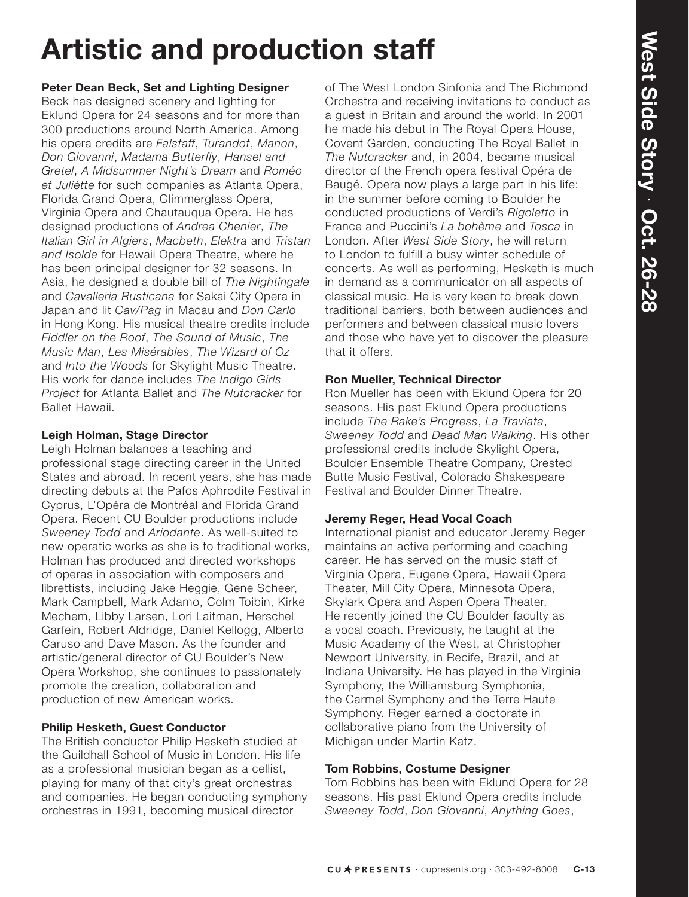# Artistic and production staff

**Peter Dean Beck, Set and Lighting Designer**
Beck has designed scenery and lighting for Eklund Opera for 24 seasons and for more than 300 productions around North America. Among his opera credits are *Falstaff*, *Turandot*, *Manon*, *Don Giovanni*, *Madama Butterfly*, *Hansel and Gretel*, *A Midsummer Night's Dream* and *Roméo et Juliétte* for such companies as Atlanta Opera, Florida Grand Opera, Glimmerglass Opera, Virginia Opera and Chautauqua Opera. He has designed productions of *Andrea Chenier*, *The Italian Girl in Algiers*, *Macbeth*, *Elektra* and *Tristan and Isolde* for Hawaii Opera Theatre, where he has been principal designer for 32 seasons. In Asia, he designed a double bill of *The Nightingale* and *Cavalleria Rusticana* for Sakai City Opera in Japan and lit *Cav/Pag* in Macau and *Don Carlo* in Hong Kong. His musical theatre credits include *Fiddler on the Roof*, *The Sound of Music*, *The Music Man*, *Les Misérables*, *The Wizard of Oz* and *Into the Woods* for Skylight Music Theatre. His work for dance includes *The Indigo Girls Project* for Atlanta Ballet and *The Nutcracker* for Ballet Hawaii.

**Leigh Holman, Stage Director**
Leigh Holman balances a teaching and professional stage directing career in the United States and abroad. In recent years, she has made directing debuts at the Pafos Aphrodite Festival in Cyprus, L'Opéra de Montréal and Florida Grand Opera. Recent CU Boulder productions include *Sweeney Todd* and *Ariodante*. As well-suited to new operatic works as she is to traditional works, Holman has produced and directed workshops of operas in association with composers and librettists, including Jake Heggie, Gene Scheer, Mark Campbell, Mark Adamo, Colm Toibin, Kirke Mechem, Libby Larsen, Lori Laitman, Herschel Garfein, Robert Aldridge, Daniel Kellogg, Alberto Caruso and Dave Mason. As the founder and artistic/general director of CU Boulder's New Opera Workshop, she continues to passionately promote the creation, collaboration and production of new American works.

**Philip Hesketh, Guest Conductor**
The British conductor Philip Hesketh studied at the Guildhall School of Music in London. His life as a professional musician began as a cellist, playing for many of that city's great orchestras and companies. He began conducting symphony orchestras in 1991, becoming musical director of The West London Sinfonia and The Richmond Orchestra and receiving invitations to conduct as a guest in Britain and around the world. In 2001 he made his debut in The Royal Opera House, Covent Garden, conducting The Royal Ballet in *The Nutcracker* and, in 2004, became musical director of the French opera festival Opéra de Baugé. Opera now plays a large part in his life: in the summer before coming to Boulder he conducted productions of Verdi's *Rigoletto* in France and Puccini's *La bohème* and *Tosca* in London. After *West Side Story*, he will return to London to fulfill a busy winter schedule of concerts. As well as performing, Hesketh is much in demand as a communicator on all aspects of classical music. He is very keen to break down traditional barriers, both between audiences and performers and between classical music lovers and those who have yet to discover the pleasure that it offers.

**Ron Mueller, Technical Director**
Ron Mueller has been with Eklund Opera for 20 seasons. His past Eklund Opera productions include *The Rake's Progress*, *La Traviata*, *Sweeney Todd* and *Dead Man Walking*. His other professional credits include Skylight Opera, Boulder Ensemble Theatre Company, Crested Butte Music Festival, Colorado Shakespeare Festival and Boulder Dinner Theatre.

**Jeremy Reger, Head Vocal Coach**
International pianist and educator Jeremy Reger maintains an active performing and coaching career. He has served on the music staff of Virginia Opera, Eugene Opera, Hawaii Opera Theater, Mill City Opera, Minnesota Opera, Skylark Opera and Aspen Opera Theater. He recently joined the CU Boulder faculty as a vocal coach. Previously, he taught at the Music Academy of the West, at Christopher Newport University, in Recife, Brazil, and at Indiana University. He has played in the Virginia Symphony, the Williamsburg Symphonia, the Carmel Symphony and the Terre Haute Symphony. Reger earned a doctorate in collaborative piano from the University of Michigan under Martin Katz.

**Tom Robbins, Costume Designer**
Tom Robbins has been with Eklund Opera for 28 seasons. His past Eklund Opera credits include *Sweeney Todd*, *Don Giovanni*, *Anything Goes*,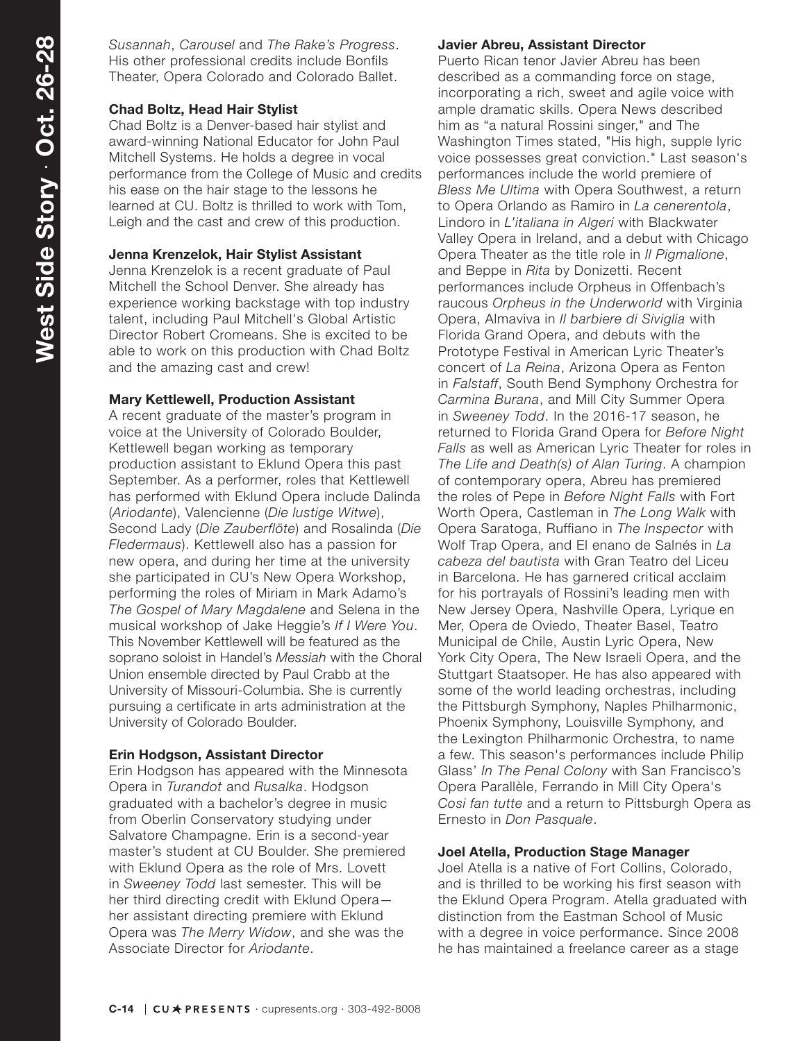*Susannah*, *Carousel* and *The Rake's Progress*. His other professional credits include Bonfils Theater, Opera Colorado and Colorado Ballet.

**Chad Boltz, Head Hair Stylist**
Chad Boltz is a Denver-based hair stylist and award-winning National Educator for John Paul Mitchell Systems. He holds a degree in vocal performance from the College of Music and credits his ease on the hair stage to the lessons he learned at CU. Boltz is thrilled to work with Tom, Leigh and the cast and crew of this production.

**Jenna Krenzelok, Hair Stylist Assistant**
Jenna Krenzelok is a recent graduate of Paul Mitchell the School Denver. She already has experience working backstage with top industry talent, including Paul Mitchell's Global Artistic Director Robert Cromeans. She is excited to be able to work on this production with Chad Boltz and the amazing cast and crew!

**Mary Kettlewell, Production Assistant**
A recent graduate of the master's program in voice at the University of Colorado Boulder, Kettlewell began working as temporary production assistant to Eklund Opera this past September. As a performer, roles that Kettlewell has performed with Eklund Opera include Dalinda (*Ariodante*), Valencienne (*Die lustige Witwe*), Second Lady (*Die Zauberflöte*) and Rosalinda (*Die Fledermaus*). Kettlewell also has a passion for new opera, and during her time at the university she participated in CU's New Opera Workshop, performing the roles of Miriam in Mark Adamo's *The Gospel of Mary Magdalene* and Selena in the musical workshop of Jake Heggie's *If I Were You*. This November Kettlewell will be featured as the soprano soloist in Handel's *Messiah* with the Choral Union ensemble directed by Paul Crabb at the University of Missouri-Columbia. She is currently pursuing a certificate in arts administration at the University of Colorado Boulder.

**Erin Hodgson, Assistant Director**
Erin Hodgson has appeared with the Minnesota Opera in *Turandot* and *Rusalka*. Hodgson graduated with a bachelor's degree in music from Oberlin Conservatory studying under Salvatore Champagne. Erin is a second-year master's student at CU Boulder. She premiered with Eklund Opera as the role of Mrs. Lovett in *Sweeney Todd* last semester. This will be her third directing credit with Eklund Opera—her assistant directing premiere with Eklund Opera was *The Merry Widow*, and she was the Associate Director for *Ariodante*.

**Javier Abreu, Assistant Director**
Puerto Rican tenor Javier Abreu has been described as a commanding force on stage, incorporating a rich, sweet and agile voice with ample dramatic skills. Opera News described him as "a natural Rossini singer," and The Washington Times stated, "His high, supple lyric voice possesses great conviction." Last season's performances include the world premiere of *Bless Me Ultima* with Opera Southwest, a return to Opera Orlando as Ramiro in *La cenerentola*, Lindoro in *L'italiana in Algeri* with Blackwater Valley Opera in Ireland, and a debut with Chicago Opera Theater as the title role in *Il Pigmalione*, and Beppe in *Rita* by Donizetti. Recent performances include Orpheus in Offenbach's raucous *Orpheus in the Underworld* with Virginia Opera, Almaviva in *Il barbiere di Siviglia* with Florida Grand Opera, and debuts with the Prototype Festival in American Lyric Theater's concert of *La Reina*, Arizona Opera as Fenton in *Falstaff*, South Bend Symphony Orchestra for *Carmina Burana*, and Mill City Summer Opera in *Sweeney Todd*. In the 2016-17 season, he returned to Florida Grand Opera for *Before Night Falls* as well as American Lyric Theater for roles in *The Life and Death(s) of Alan Turing*. A champion of contemporary opera, Abreu has premiered the roles of Pepe in *Before Night Falls* with Fort Worth Opera, Castleman in *The Long Walk* with Opera Saratoga, Ruffiano in *The Inspector* with Wolf Trap Opera, and El enano de Salnés in *La cabeza del bautista* with Gran Teatro del Liceu in Barcelona. He has garnered critical acclaim for his portrayals of Rossini's leading men with New Jersey Opera, Nashville Opera, Lyrique en Mer, Opera de Oviedo, Theater Basel, Teatro Municipal de Chile, Austin Lyric Opera, New York City Opera, The New Israeli Opera, and the Stuttgart Staatsoper. He has also appeared with some of the world leading orchestras, including the Pittsburgh Symphony, Naples Philharmonic, Phoenix Symphony, Louisville Symphony, and the Lexington Philharmonic Orchestra, to name a few. This season's performances include Philip Glass' *In The Penal Colony* with San Francisco's Opera Parallèle, Ferrando in Mill City Opera's *Cosi fan tutte* and a return to Pittsburgh Opera as Ernesto in *Don Pasquale*.

**Joel Atella, Production Stage Manager**
Joel Atella is a native of Fort Collins, Colorado, and is thrilled to be working his first season with the Eklund Opera Program. Atella graduated with distinction from the Eastman School of Music with a degree in voice performance. Since 2008 he has maintained a freelance career as a stage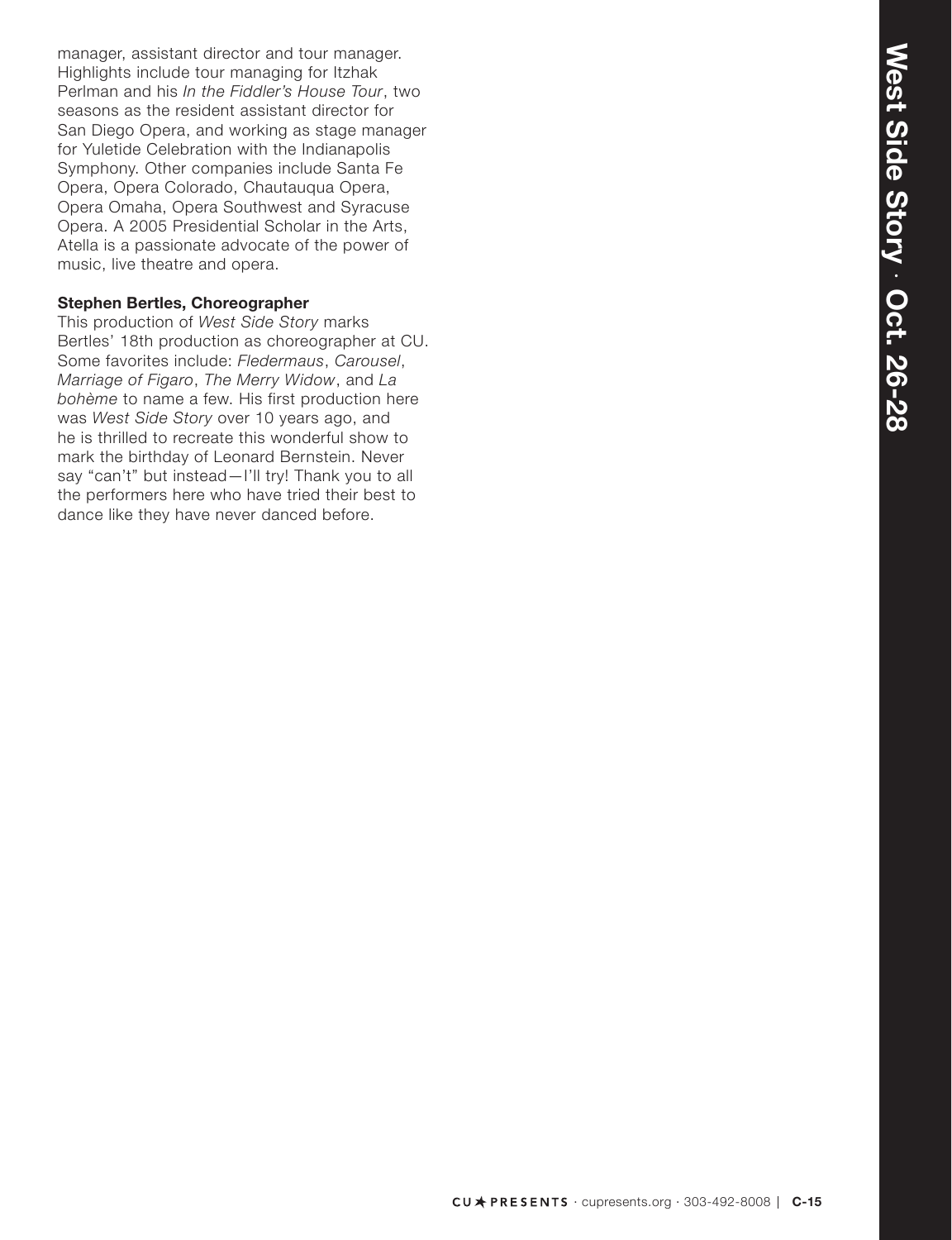manager, assistant director and tour manager. Highlights include tour managing for Itzhak Perlman and his *In the Fiddler's House Tour*, two seasons as the resident assistant director for San Diego Opera, and working as stage manager for Yuletide Celebration with the Indianapolis Symphony. Other companies include Santa Fe Opera, Opera Colorado, Chautauqua Opera, Opera Omaha, Opera Southwest and Syracuse Opera. A 2005 Presidential Scholar in the Arts, Atella is a passionate advocate of the power of music, live theatre and opera.

**Stephen Bertles, Choreographer**

This production of *West Side Story* marks Bertles' 18th production as choreographer at CU. Some favorites include: *Fledermaus*, *Carousel*, *Marriage of Figaro*, *The Merry Widow*, and *La bohème* to name a few. His first production here was *West Side Story* over 10 years ago, and he is thrilled to recreate this wonderful show to mark the birthday of Leonard Bernstein. Never say "can't" but instead—I'll try! Thank you to all the performers here who have tried their best to dance like they have never danced before.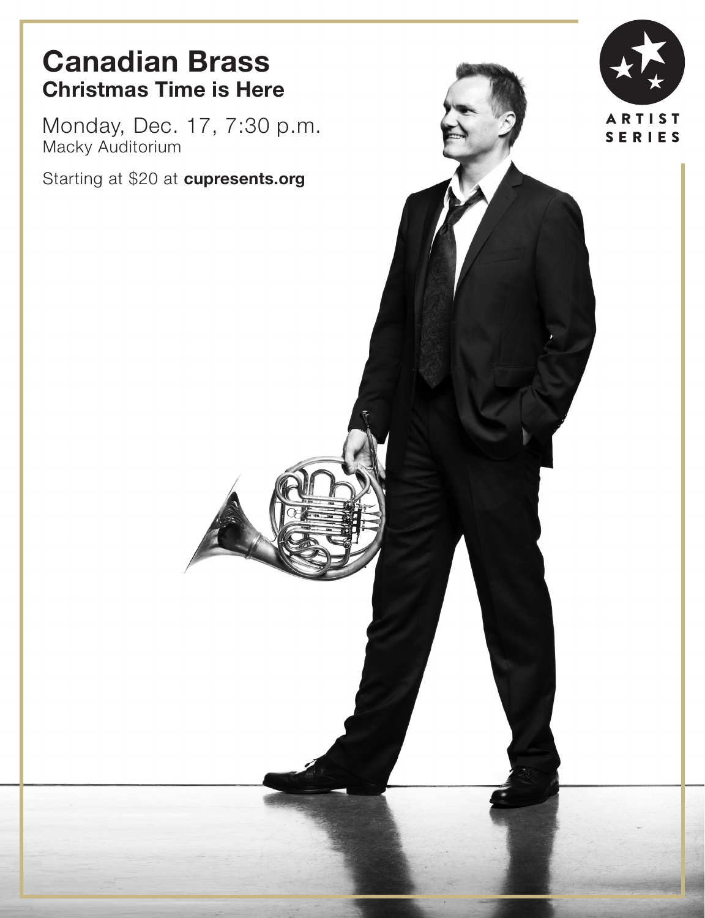# Canadian Brass

## Christmas Time is Here

Monday, Dec. 17, 7:30 p.m.
Macky Auditorium

Starting at $20 at **cupresents.org**

ARTIST SERIES